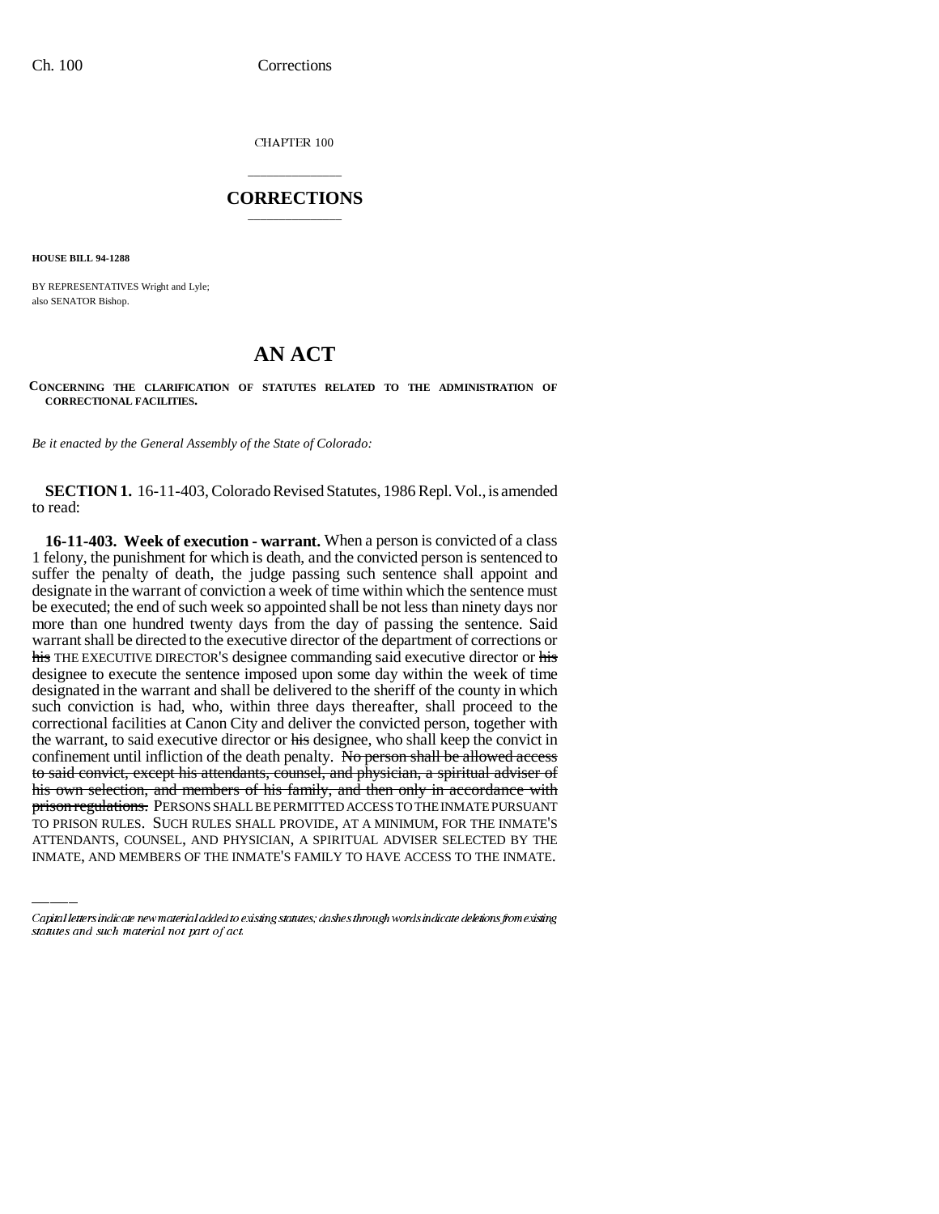CHAPTER 100

# CORRECTIONS

**HOUSE BILL 94-1288**

BY REPRESENTATIVES Wright and Lyle;
also SENATOR Bishop.

# AN ACT

**CONCERNING THE CLARIFICATION OF STATUTES RELATED TO THE ADMINISTRATION OF CORRECTIONAL FACILITIES.**

*Be it enacted by the General Assembly of the State of Colorado:*

**SECTION 1.** 16-11-403, Colorado Revised Statutes, 1986 Repl. Vol., is amended to read:

**16-11-403. Week of execution - warrant.** When a person is convicted of a class 1 felony, the punishment for which is death, and the convicted person is sentenced to suffer the penalty of death, the judge passing such sentence shall appoint and designate in the warrant of conviction a week of time within which the sentence must be executed; the end of such week so appointed shall be not less than ninety days nor more than one hundred twenty days from the day of passing the sentence. Said warrant shall be directed to the executive director of the department of corrections or ~~his~~ THE EXECUTIVE DIRECTOR'S designee commanding said executive director or ~~his~~ designee to execute the sentence imposed upon some day within the week of time designated in the warrant and shall be delivered to the sheriff of the county in which such conviction is had, who, within three days thereafter, shall proceed to the correctional facilities at Canon City and deliver the convicted person, together with the warrant, to said executive director or ~~his~~ designee, who shall keep the convict in confinement until infliction of the death penalty. ~~No person shall be allowed access to said convict, except his attendants, counsel, and physician, a spiritual adviser of his own selection, and members of his family, and then only in accordance with prison regulations.~~ PERSONS SHALL BE PERMITTED ACCESS TO THE INMATE PURSUANT TO PRISON RULES. SUCH RULES SHALL PROVIDE, AT A MINIMUM, FOR THE INMATE'S ATTENDANTS, COUNSEL, AND PHYSICIAN, A SPIRITUAL ADVISER SELECTED BY THE INMATE, AND MEMBERS OF THE INMATE'S FAMILY TO HAVE ACCESS TO THE INMATE.

*Capital letters indicate new material added to existing statutes; dashes through words indicate deletions from existing statutes and such material not part of act.*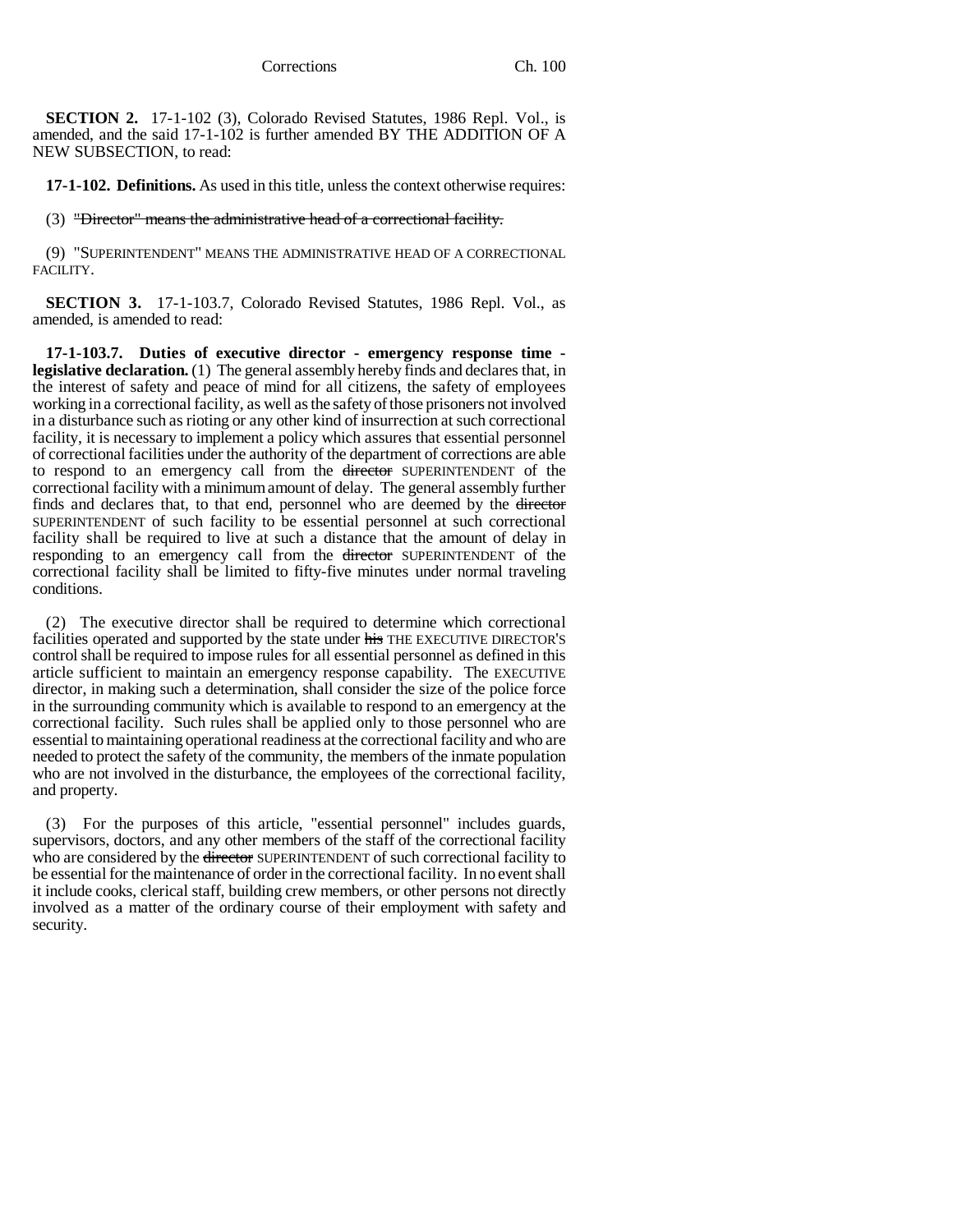**SECTION 2.** 17-1-102 (3), Colorado Revised Statutes, 1986 Repl. Vol., is amended, and the said 17-1-102 is further amended BY THE ADDITION OF A NEW SUBSECTION, to read:

**17-1-102. Definitions.** As used in this title, unless the context otherwise requires:

(3) ~~"Director" means the administrative head of a correctional facility.~~

(9) "SUPERINTENDENT" MEANS THE ADMINISTRATIVE HEAD OF A CORRECTIONAL FACILITY.

**SECTION 3.** 17-1-103.7, Colorado Revised Statutes, 1986 Repl. Vol., as amended, is amended to read:

**17-1-103.7. Duties of executive director - emergency response time - legislative declaration.** (1) The general assembly hereby finds and declares that, in the interest of safety and peace of mind for all citizens, the safety of employees working in a correctional facility, as well as the safety of those prisoners not involved in a disturbance such as rioting or any other kind of insurrection at such correctional facility, it is necessary to implement a policy which assures that essential personnel of correctional facilities under the authority of the department of corrections are able to respond to an emergency call from the ~~director~~ SUPERINTENDENT of the correctional facility with a minimum amount of delay. The general assembly further finds and declares that, to that end, personnel who are deemed by the ~~director~~ SUPERINTENDENT of such facility to be essential personnel at such correctional facility shall be required to live at such a distance that the amount of delay in responding to an emergency call from the ~~director~~ SUPERINTENDENT of the correctional facility shall be limited to fifty-five minutes under normal traveling conditions.

(2) The executive director shall be required to determine which correctional facilities operated and supported by the state under ~~his~~ THE EXECUTIVE DIRECTOR'S control shall be required to impose rules for all essential personnel as defined in this article sufficient to maintain an emergency response capability. The EXECUTIVE director, in making such a determination, shall consider the size of the police force in the surrounding community which is available to respond to an emergency at the correctional facility. Such rules shall be applied only to those personnel who are essential to maintaining operational readiness at the correctional facility and who are needed to protect the safety of the community, the members of the inmate population who are not involved in the disturbance, the employees of the correctional facility, and property.

(3) For the purposes of this article, "essential personnel" includes guards, supervisors, doctors, and any other members of the staff of the correctional facility who are considered by the ~~director~~ SUPERINTENDENT of such correctional facility to be essential for the maintenance of order in the correctional facility. In no event shall it include cooks, clerical staff, building crew members, or other persons not directly involved as a matter of the ordinary course of their employment with safety and security.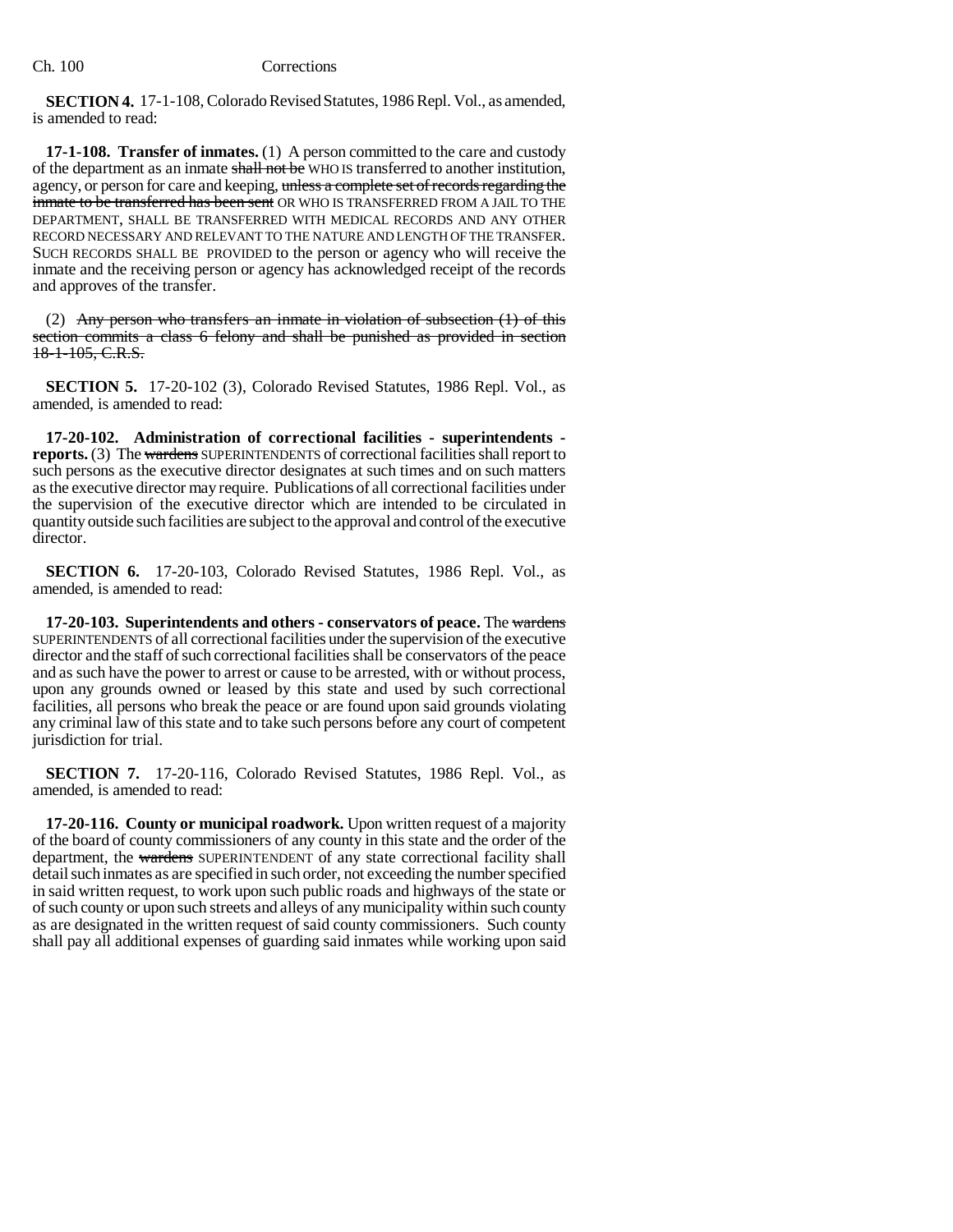**SECTION 4.** 17-1-108, Colorado Revised Statutes, 1986 Repl. Vol., as amended, is amended to read:

**17-1-108. Transfer of inmates.** (1) A person committed to the care and custody of the department as an inmate ~~shall not be~~ WHO IS transferred to another institution, agency, or person for care and keeping, ~~unless a complete set of records regarding the inmate to be transferred has been sent~~ OR WHO IS TRANSFERRED FROM A JAIL TO THE DEPARTMENT, SHALL BE TRANSFERRED WITH MEDICAL RECORDS AND ANY OTHER RECORD NECESSARY AND RELEVANT TO THE NATURE AND LENGTH OF THE TRANSFER. SUCH RECORDS SHALL BE PROVIDED to the person or agency who will receive the inmate and the receiving person or agency has acknowledged receipt of the records and approves of the transfer.

(2) ~~Any person who transfers an inmate in violation of subsection (1) of this section commits a class 6 felony and shall be punished as provided in section 18-1-105, C.R.S.~~

**SECTION 5.** 17-20-102 (3), Colorado Revised Statutes, 1986 Repl. Vol., as amended, is amended to read:

**17-20-102. Administration of correctional facilities - superintendents - reports.** (3) The ~~wardens~~ SUPERINTENDENTS of correctional facilities shall report to such persons as the executive director designates at such times and on such matters as the executive director may require. Publications of all correctional facilities under the supervision of the executive director which are intended to be circulated in quantity outside such facilities are subject to the approval and control of the executive director.

**SECTION 6.** 17-20-103, Colorado Revised Statutes, 1986 Repl. Vol., as amended, is amended to read:

**17-20-103. Superintendents and others - conservators of peace.** The ~~wardens~~ SUPERINTENDENTS of all correctional facilities under the supervision of the executive director and the staff of such correctional facilities shall be conservators of the peace and as such have the power to arrest or cause to be arrested, with or without process, upon any grounds owned or leased by this state and used by such correctional facilities, all persons who break the peace or are found upon said grounds violating any criminal law of this state and to take such persons before any court of competent jurisdiction for trial.

**SECTION 7.** 17-20-116, Colorado Revised Statutes, 1986 Repl. Vol., as amended, is amended to read:

**17-20-116. County or municipal roadwork.** Upon written request of a majority of the board of county commissioners of any county in this state and the order of the department, the ~~wardens~~ SUPERINTENDENT of any state correctional facility shall detail such inmates as are specified in such order, not exceeding the number specified in said written request, to work upon such public roads and highways of the state or of such county or upon such streets and alleys of any municipality within such county as are designated in the written request of said county commissioners. Such county shall pay all additional expenses of guarding said inmates while working upon said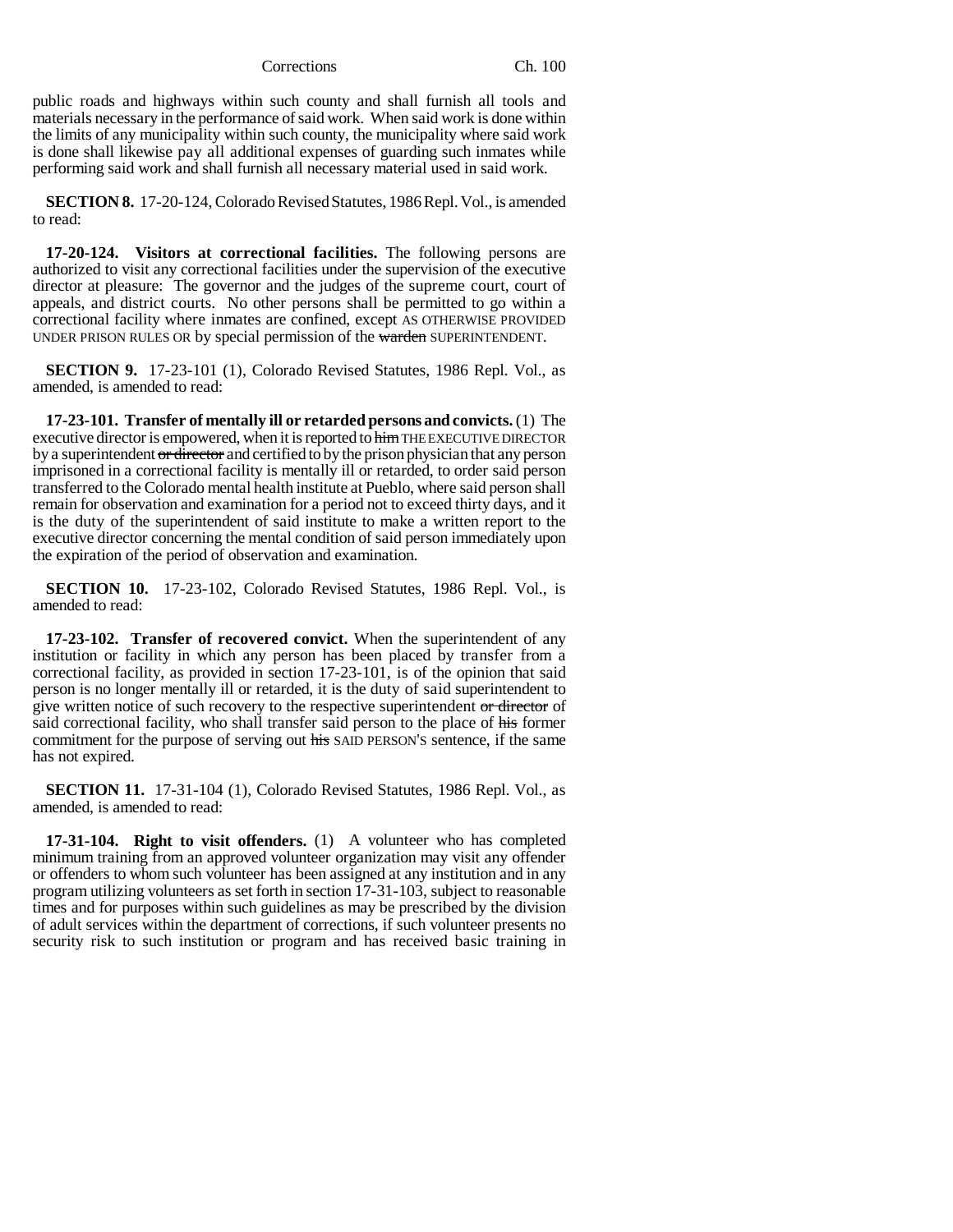public roads and highways within such county and shall furnish all tools and materials necessary in the performance of said work. When said work is done within the limits of any municipality within such county, the municipality where said work is done shall likewise pay all additional expenses of guarding such inmates while performing said work and shall furnish all necessary material used in said work.

**SECTION 8.** 17-20-124, Colorado Revised Statutes, 1986 Repl. Vol., is amended to read:

**17-20-124. Visitors at correctional facilities.** The following persons are authorized to visit any correctional facilities under the supervision of the executive director at pleasure: The governor and the judges of the supreme court, court of appeals, and district courts. No other persons shall be permitted to go within a correctional facility where inmates are confined, except AS OTHERWISE PROVIDED UNDER PRISON RULES OR by special permission of the ~~warden~~ SUPERINTENDENT.

**SECTION 9.** 17-23-101 (1), Colorado Revised Statutes, 1986 Repl. Vol., as amended, is amended to read:

**17-23-101. Transfer of mentally ill or retarded persons and convicts.** (1) The executive director is empowered, when it is reported to ~~him~~ THE EXECUTIVE DIRECTOR by a superintendent ~~or director~~ and certified to by the prison physician that any person imprisoned in a correctional facility is mentally ill or retarded, to order said person transferred to the Colorado mental health institute at Pueblo, where said person shall remain for observation and examination for a period not to exceed thirty days, and it is the duty of the superintendent of said institute to make a written report to the executive director concerning the mental condition of said person immediately upon the expiration of the period of observation and examination.

**SECTION 10.** 17-23-102, Colorado Revised Statutes, 1986 Repl. Vol., is amended to read:

**17-23-102. Transfer of recovered convict.** When the superintendent of any institution or facility in which any person has been placed by transfer from a correctional facility, as provided in section 17-23-101, is of the opinion that said person is no longer mentally ill or retarded, it is the duty of said superintendent to give written notice of such recovery to the respective superintendent ~~or director~~ of said correctional facility, who shall transfer said person to the place of ~~his~~ former commitment for the purpose of serving out ~~his~~ SAID PERSON'S sentence, if the same has not expired.

**SECTION 11.** 17-31-104 (1), Colorado Revised Statutes, 1986 Repl. Vol., as amended, is amended to read:

**17-31-104. Right to visit offenders.** (1) A volunteer who has completed minimum training from an approved volunteer organization may visit any offender or offenders to whom such volunteer has been assigned at any institution and in any program utilizing volunteers as set forth in section 17-31-103, subject to reasonable times and for purposes within such guidelines as may be prescribed by the division of adult services within the department of corrections, if such volunteer presents no security risk to such institution or program and has received basic training in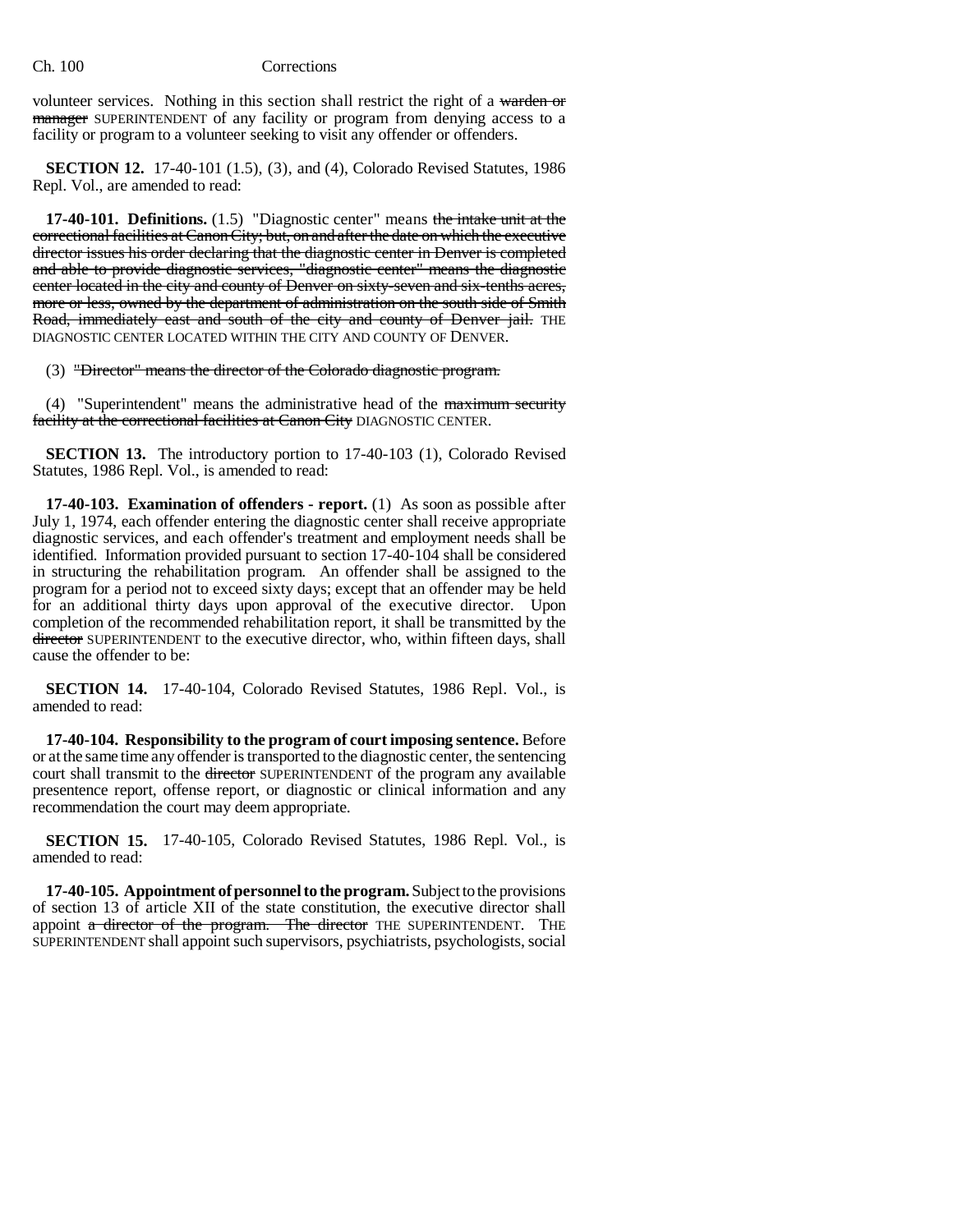volunteer services. Nothing in this section shall restrict the right of a ~~warden or manager~~ SUPERINTENDENT of any facility or program from denying access to a facility or program to a volunteer seeking to visit any offender or offenders.

**SECTION 12.** 17-40-101 (1.5), (3), and (4), Colorado Revised Statutes, 1986 Repl. Vol., are amended to read:

**17-40-101. Definitions.** (1.5) "Diagnostic center" means ~~the intake unit at the correctional facilities at Canon City; but, on and after the date on which the executive director issues his order declaring that the diagnostic center in Denver is completed and able to provide diagnostic services, "diagnostic center" means the diagnostic center located in the city and county of Denver on sixty-seven and six-tenths acres, more or less, owned by the department of administration on the south side of Smith Road, immediately east and south of the city and county of Denver jail.~~ THE DIAGNOSTIC CENTER LOCATED WITHIN THE CITY AND COUNTY OF DENVER.

(3) ~~"Director" means the director of the Colorado diagnostic program.~~

(4) "Superintendent" means the administrative head of the ~~maximum security facility at the correctional facilities at Canon City~~ DIAGNOSTIC CENTER.

**SECTION 13.** The introductory portion to 17-40-103 (1), Colorado Revised Statutes, 1986 Repl. Vol., is amended to read:

**17-40-103. Examination of offenders - report.** (1) As soon as possible after July 1, 1974, each offender entering the diagnostic center shall receive appropriate diagnostic services, and each offender's treatment and employment needs shall be identified. Information provided pursuant to section 17-40-104 shall be considered in structuring the rehabilitation program. An offender shall be assigned to the program for a period not to exceed sixty days; except that an offender may be held for an additional thirty days upon approval of the executive director. Upon completion of the recommended rehabilitation report, it shall be transmitted by the ~~director~~ SUPERINTENDENT to the executive director, who, within fifteen days, shall cause the offender to be:

**SECTION 14.** 17-40-104, Colorado Revised Statutes, 1986 Repl. Vol., is amended to read:

**17-40-104. Responsibility to the program of court imposing sentence.** Before or at the same time any offender is transported to the diagnostic center, the sentencing court shall transmit to the ~~director~~ SUPERINTENDENT of the program any available presentence report, offense report, or diagnostic or clinical information and any recommendation the court may deem appropriate.

**SECTION 15.** 17-40-105, Colorado Revised Statutes, 1986 Repl. Vol., is amended to read:

**17-40-105. Appointment of personnel to the program.** Subject to the provisions of section 13 of article XII of the state constitution, the executive director shall appoint ~~a director of the program. The director~~ THE SUPERINTENDENT. THE SUPERINTENDENT shall appoint such supervisors, psychiatrists, psychologists, social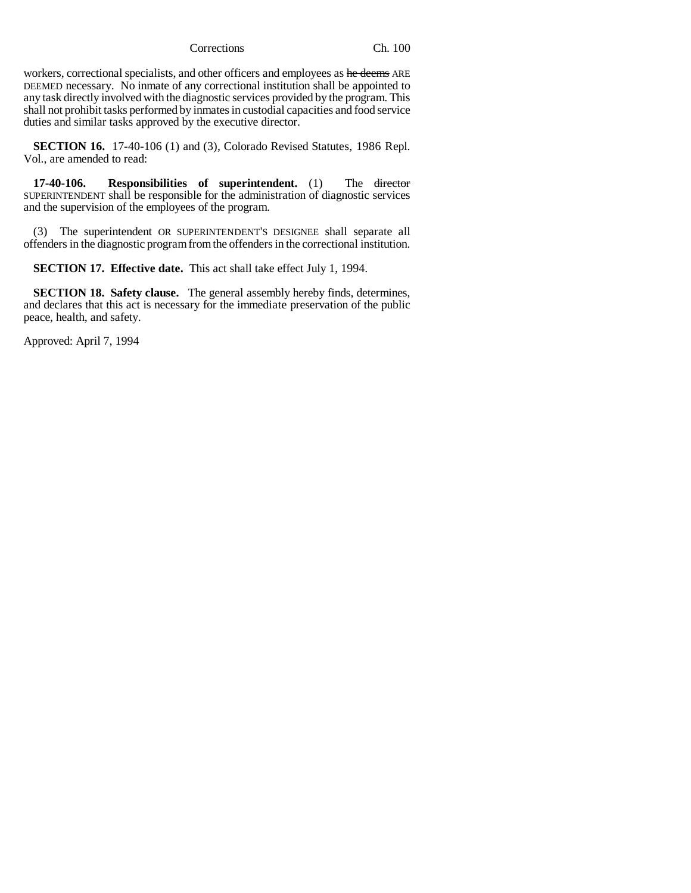workers, correctional specialists, and other officers and employees as ~~he deems~~ ARE DEEMED necessary. No inmate of any correctional institution shall be appointed to any task directly involved with the diagnostic services provided by the program. This shall not prohibit tasks performed by inmates in custodial capacities and food service duties and similar tasks approved by the executive director.

**SECTION 16.** 17-40-106 (1) and (3), Colorado Revised Statutes, 1986 Repl. Vol., are amended to read:

**17-40-106. Responsibilities of superintendent.** (1) The ~~director~~ SUPERINTENDENT shall be responsible for the administration of diagnostic services and the supervision of the employees of the program.

(3) The superintendent OR SUPERINTENDENT'S DESIGNEE shall separate all offenders in the diagnostic program from the offenders in the correctional institution.

**SECTION 17. Effective date.** This act shall take effect July 1, 1994.

**SECTION 18. Safety clause.** The general assembly hereby finds, determines, and declares that this act is necessary for the immediate preservation of the public peace, health, and safety.

Approved: April 7, 1994